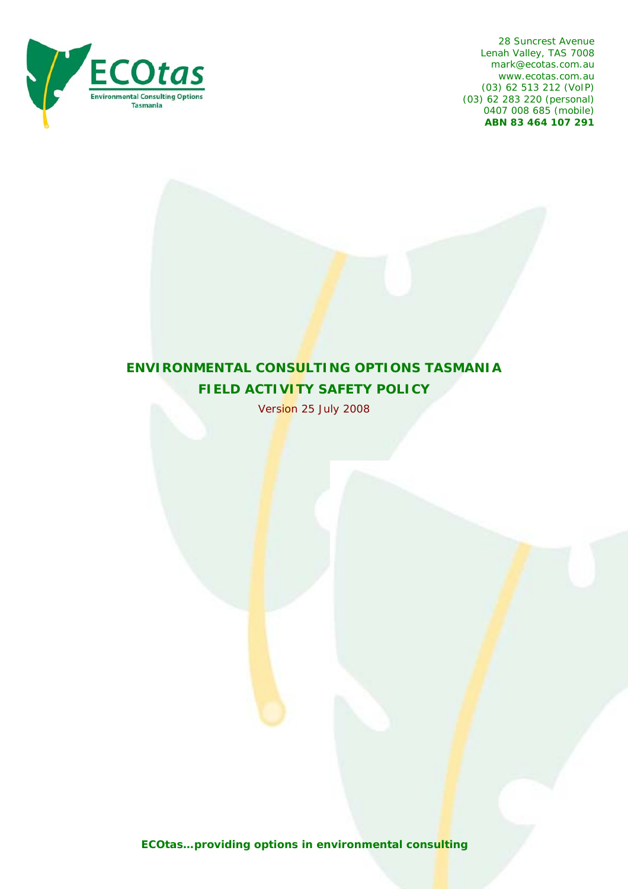28 Suncrest Avenue
Lenah Valley, TAS 7008
mark@ecotas.com.au
www.ecotas.com.au
(03) 62 513 212 (VoIP)
(03) 62 283 220 (personal)
0407 008 685 (mobile)
**ABN 83 464 107 291**

# ENVIRONMENTAL CONSULTING OPTIONS TASMANIA

# FIELD ACTIVITY SAFETY POLICY

Version 25 July 2008

**ECOtas…providing options in environmental consulting**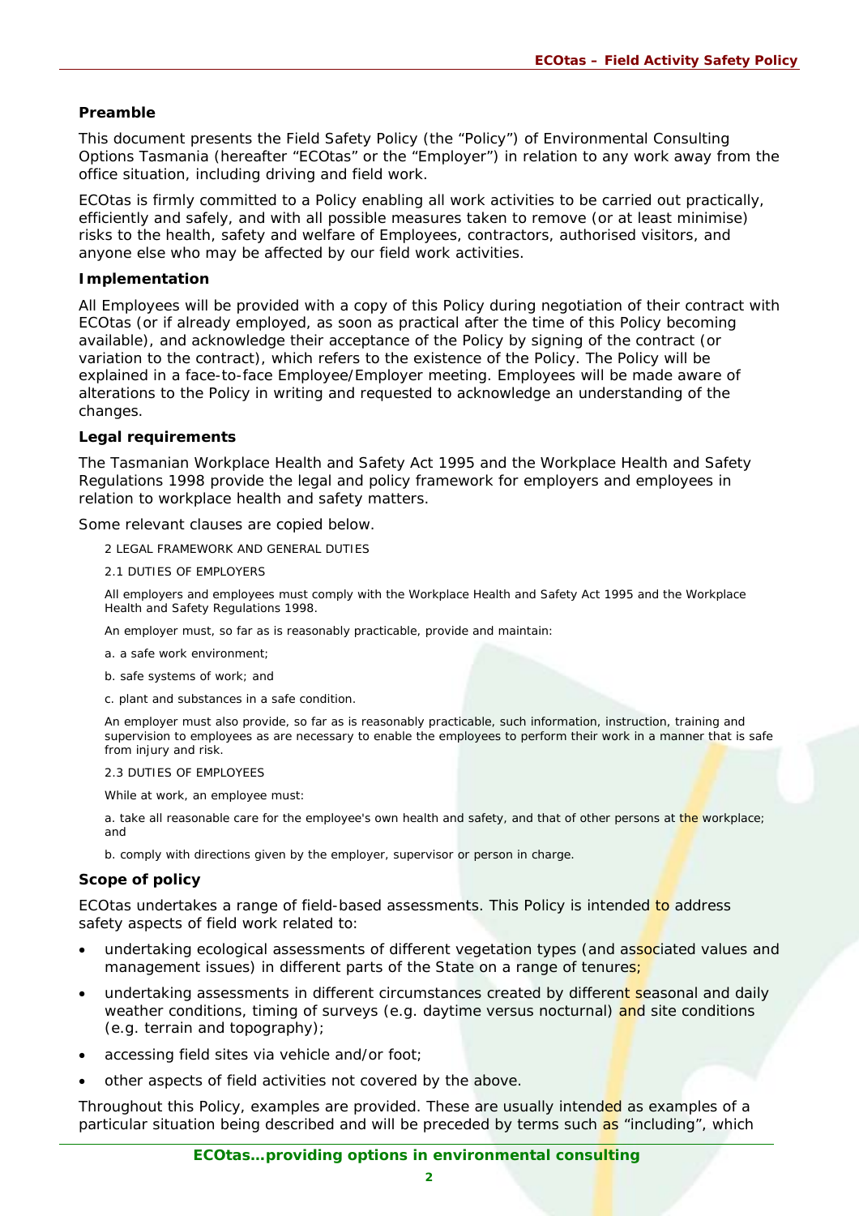## Preamble

This document presents the Field Safety Policy (the "Policy") of Environmental Consulting Options Tasmania (hereafter "ECOtas" or the "Employer") in relation to any work away from the office situation, including driving and field work.

ECOtas is firmly committed to a Policy enabling all work activities to be carried out practically, efficiently and safely, and with all possible measures taken to remove (or at least minimise) risks to the health, safety and welfare of Employees, contractors, authorised visitors, and anyone else who may be affected by our field work activities.

## Implementation

All Employees will be provided with a copy of this Policy during negotiation of their contract with ECOtas (or if already employed, as soon as practical after the time of this Policy becoming available), and acknowledge their acceptance of the Policy by signing of the contract (or variation to the contract), which refers to the existence of the Policy. The Policy will be explained in a face-to-face Employee/Employer meeting. Employees will be made aware of alterations to the Policy in writing and requested to acknowledge an understanding of the changes.

## Legal requirements

The Tasmanian Workplace Health and Safety Act 1995 and the Workplace Health and Safety Regulations 1998 provide the legal and policy framework for employers and employees in relation to workplace health and safety matters.

Some relevant clauses are copied below.

> 2 LEGAL FRAMEWORK AND GENERAL DUTIES
>
> 2.1 DUTIES OF EMPLOYERS
>
> All employers and employees must comply with the Workplace Health and Safety Act 1995 and the Workplace Health and Safety Regulations 1998.
>
> An employer must, so far as is reasonably practicable, provide and maintain:
>
> a. a safe work environment;
>
> b. safe systems of work; and
>
> c. plant and substances in a safe condition.
>
> An employer must also provide, so far as is reasonably practicable, such information, instruction, training and supervision to employees as are necessary to enable the employees to perform their work in a manner that is safe from injury and risk.
>
> 2.3 DUTIES OF EMPLOYEES
>
> While at work, an employee must:
>
> a. take all reasonable care for the employee's own health and safety, and that of other persons at the workplace; and
>
> b. comply with directions given by the employer, supervisor or person in charge.

## Scope of policy

ECOtas undertakes a range of field-based assessments. This Policy is intended to address safety aspects of field work related to:

- undertaking ecological assessments of different vegetation types (and associated values and management issues) in different parts of the State on a range of tenures;
- undertaking assessments in different circumstances created by different seasonal and daily weather conditions, timing of surveys (e.g. daytime versus nocturnal) and site conditions (e.g. terrain and topography);
- accessing field sites via vehicle and/or foot;
- other aspects of field activities not covered by the above.

Throughout this Policy, examples are provided. These are usually intended as examples of a particular situation being described and will be preceded by terms such as "including", which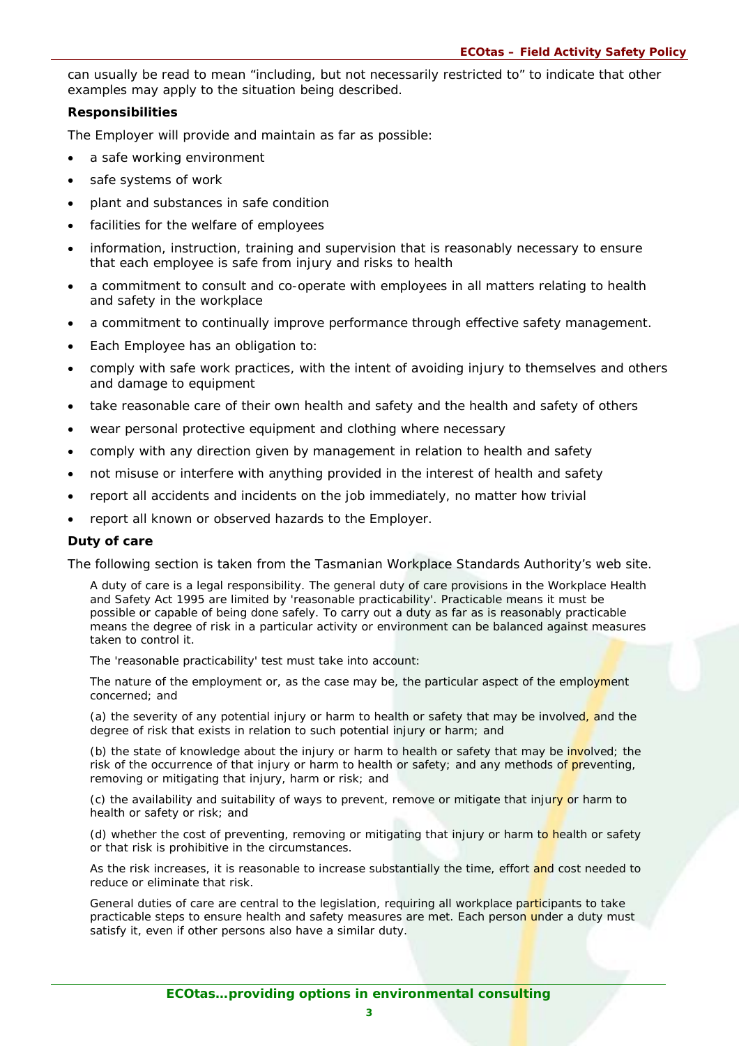can usually be read to mean “including, but not necessarily restricted to” to indicate that other examples may apply to the situation being described.

**Responsibilities**

The Employer will provide and maintain as far as possible:

- a safe working environment
- safe systems of work
- plant and substances in safe condition
- facilities for the welfare of employees
- information, instruction, training and supervision that is reasonably necessary to ensure that each employee is safe from injury and risks to health
- a commitment to consult and co-operate with employees in all matters relating to health and safety in the workplace
- a commitment to continually improve performance through effective safety management.
- Each Employee has an obligation to:
- comply with safe work practices, with the intent of avoiding injury to themselves and others and damage to equipment
- take reasonable care of their own health and safety and the health and safety of others
- wear personal protective equipment and clothing where necessary
- comply with any direction given by management in relation to health and safety
- not misuse or interfere with anything provided in the interest of health and safety
- report all accidents and incidents on the job immediately, no matter how trivial
- report all known or observed hazards to the Employer.

**Duty of care**

The following section is taken from the Tasmanian Workplace Standards Authority’s web site.

> A duty of care is a legal responsibility. The general duty of care provisions in the Workplace Health and Safety Act 1995 are limited by 'reasonable practicability'. Practicable means it must be possible or capable of being done safely. To carry out a duty as far as is reasonably practicable means the degree of risk in a particular activity or environment can be balanced against measures taken to control it.
>
> The 'reasonable practicability' test must take into account:
>
> The nature of the employment or, as the case may be, the particular aspect of the employment concerned; and
>
> (a) the severity of any potential injury or harm to health or safety that may be involved, and the degree of risk that exists in relation to such potential injury or harm; and
>
> (b) the state of knowledge about the injury or harm to health or safety that may be involved; the risk of the occurrence of that injury or harm to health or safety; and any methods of preventing, removing or mitigating that injury, harm or risk; and
>
> (c) the availability and suitability of ways to prevent, remove or mitigate that injury or harm to health or safety or risk; and
>
> (d) whether the cost of preventing, removing or mitigating that injury or harm to health or safety or that risk is prohibitive in the circumstances.
>
> As the risk increases, it is reasonable to increase substantially the time, effort and cost needed to reduce or eliminate that risk.
>
> General duties of care are central to the legislation, requiring all workplace participants to take practicable steps to ensure health and safety measures are met. Each person under a duty must satisfy it, even if other persons also have a similar duty.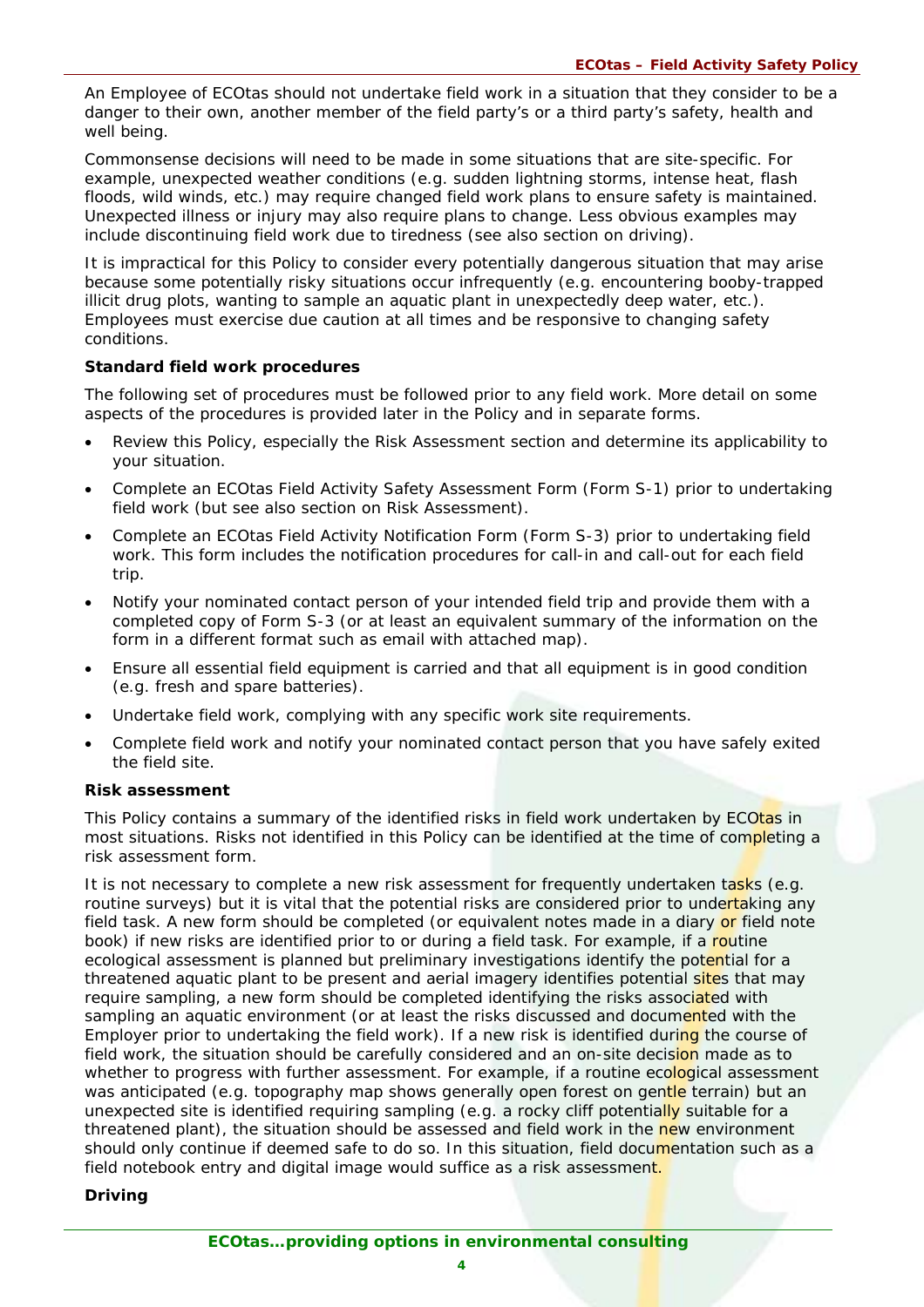An Employee of ECOtas should not undertake field work in a situation that they consider to be a danger to their own, another member of the field party's or a third party's safety, health and well being.

Commonsense decisions will need to be made in some situations that are site-specific. For example, unexpected weather conditions (e.g. sudden lightning storms, intense heat, flash floods, wild winds, etc.) may require changed field work plans to ensure safety is maintained. Unexpected illness or injury may also require plans to change. Less obvious examples may include discontinuing field work due to tiredness (see also section on driving).

It is impractical for this Policy to consider every potentially dangerous situation that may arise because some potentially risky situations occur infrequently (e.g. encountering booby-trapped illicit drug plots, wanting to sample an aquatic plant in unexpectedly deep water, etc.). Employees must exercise due caution at all times and be responsive to changing safety conditions.

**Standard field work procedures**

The following set of procedures must be followed prior to any field work. More detail on some aspects of the procedures is provided later in the Policy and in separate forms.

- Review this Policy, especially the Risk Assessment section and determine its applicability to your situation.
- Complete an ECOtas Field Activity Safety Assessment Form (Form S-1) prior to undertaking field work (but see also section on Risk Assessment).
- Complete an ECOtas Field Activity Notification Form (Form S-3) prior to undertaking field work. This form includes the notification procedures for call-in and call-out for each field trip.
- Notify your nominated contact person of your intended field trip and provide them with a completed copy of Form S-3 (or at least an equivalent summary of the information on the form in a different format such as email with attached map).
- Ensure all essential field equipment is carried and that all equipment is in good condition (e.g. fresh and spare batteries).
- Undertake field work, complying with any specific work site requirements.
- Complete field work and notify your nominated contact person that you have safely exited the field site.

**Risk assessment**

This Policy contains a summary of the identified risks in field work undertaken by ECOtas in most situations. Risks not identified in this Policy can be identified at the time of completing a risk assessment form.

It is not necessary to complete a new risk assessment for frequently undertaken tasks (e.g. routine surveys) but it is vital that the potential risks are considered prior to undertaking any field task. A new form should be completed (or equivalent notes made in a diary or field note book) if new risks are identified prior to or during a field task. For example, if a routine ecological assessment is planned but preliminary investigations identify the potential for a threatened aquatic plant to be present and aerial imagery identifies potential sites that may require sampling, a new form should be completed identifying the risks associated with sampling an aquatic environment (or at least the risks discussed and documented with the Employer prior to undertaking the field work). If a new risk is identified during the course of field work, the situation should be carefully considered and an on-site decision made as to whether to progress with further assessment. For example, if a routine ecological assessment was anticipated (e.g. topography map shows generally open forest on gentle terrain) but an unexpected site is identified requiring sampling (e.g. a rocky cliff potentially suitable for a threatened plant), the situation should be assessed and field work in the new environment should only continue if deemed safe to do so. In this situation, field documentation such as a field notebook entry and digital image would suffice as a risk assessment.

**Driving**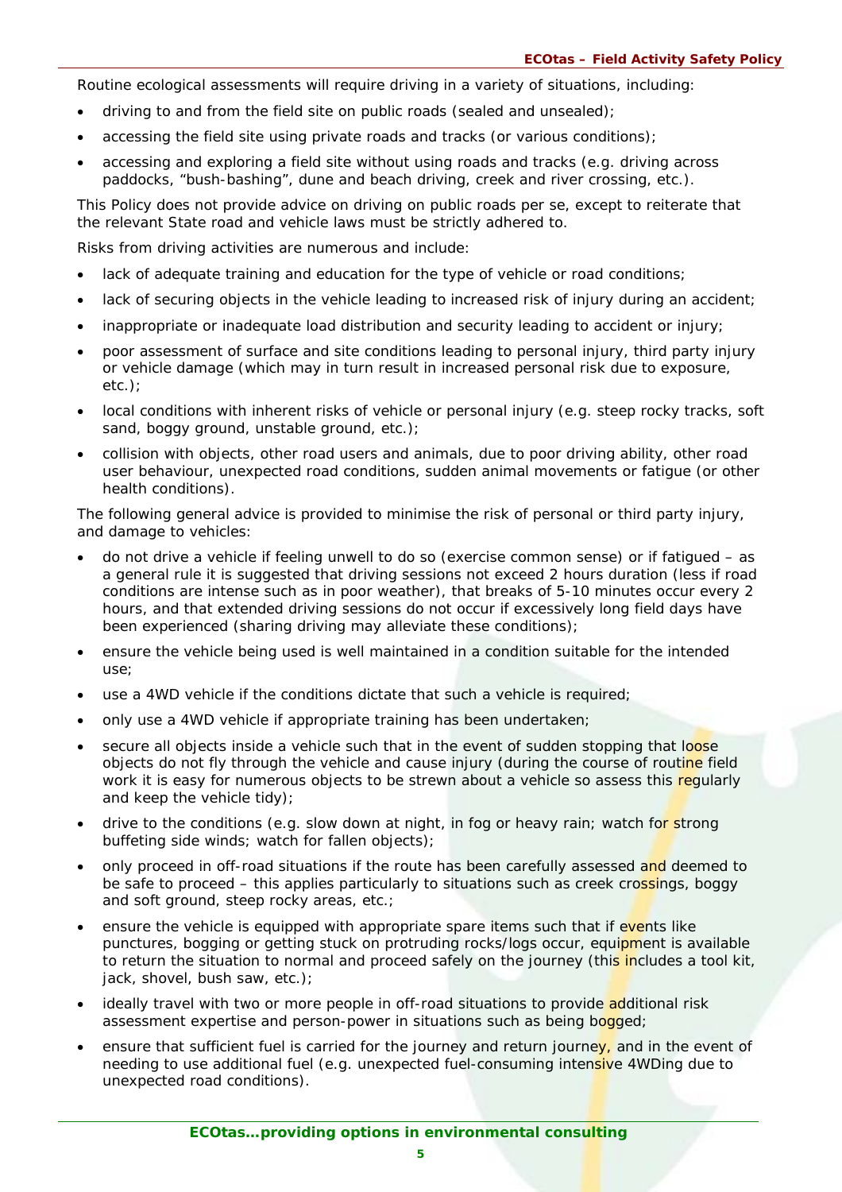Routine ecological assessments will require driving in a variety of situations, including:

- driving to and from the field site on public roads (sealed and unsealed);
- accessing the field site using private roads and tracks (or various conditions);
- accessing and exploring a field site without using roads and tracks (e.g. driving across paddocks, "bush-bashing", dune and beach driving, creek and river crossing, etc.).

This Policy does not provide advice on driving on public roads per se, except to reiterate that the relevant State road and vehicle laws must be strictly adhered to.

Risks from driving activities are numerous and include:

- lack of adequate training and education for the type of vehicle or road conditions;
- lack of securing objects in the vehicle leading to increased risk of injury during an accident;
- inappropriate or inadequate load distribution and security leading to accident or injury;
- poor assessment of surface and site conditions leading to personal injury, third party injury or vehicle damage (which may in turn result in increased personal risk due to exposure, etc.);
- local conditions with inherent risks of vehicle or personal injury (e.g. steep rocky tracks, soft sand, boggy ground, unstable ground, etc.);
- collision with objects, other road users and animals, due to poor driving ability, other road user behaviour, unexpected road conditions, sudden animal movements or fatigue (or other health conditions).

The following general advice is provided to minimise the risk of personal or third party injury, and damage to vehicles:

- do not drive a vehicle if feeling unwell to do so (exercise common sense) or if fatigued – as a general rule it is suggested that driving sessions not exceed 2 hours duration (less if road conditions are intense such as in poor weather), that breaks of 5-10 minutes occur every 2 hours, and that extended driving sessions do not occur if excessively long field days have been experienced (sharing driving may alleviate these conditions);
- ensure the vehicle being used is well maintained in a condition suitable for the intended use;
- use a 4WD vehicle if the conditions dictate that such a vehicle is required;
- only use a 4WD vehicle if appropriate training has been undertaken;
- secure all objects inside a vehicle such that in the event of sudden stopping that loose objects do not fly through the vehicle and cause injury (during the course of routine field work it is easy for numerous objects to be strewn about a vehicle so assess this regularly and keep the vehicle tidy);
- drive to the conditions (e.g. slow down at night, in fog or heavy rain; watch for strong buffeting side winds; watch for fallen objects);
- only proceed in off-road situations if the route has been carefully assessed and deemed to be safe to proceed – this applies particularly to situations such as creek crossings, boggy and soft ground, steep rocky areas, etc.;
- ensure the vehicle is equipped with appropriate spare items such that if events like punctures, bogging or getting stuck on protruding rocks/logs occur, equipment is available to return the situation to normal and proceed safely on the journey (this includes a tool kit, jack, shovel, bush saw, etc.);
- ideally travel with two or more people in off-road situations to provide additional risk assessment expertise and person-power in situations such as being bogged;
- ensure that sufficient fuel is carried for the journey and return journey, and in the event of needing to use additional fuel (e.g. unexpected fuel-consuming intensive 4WDing due to unexpected road conditions).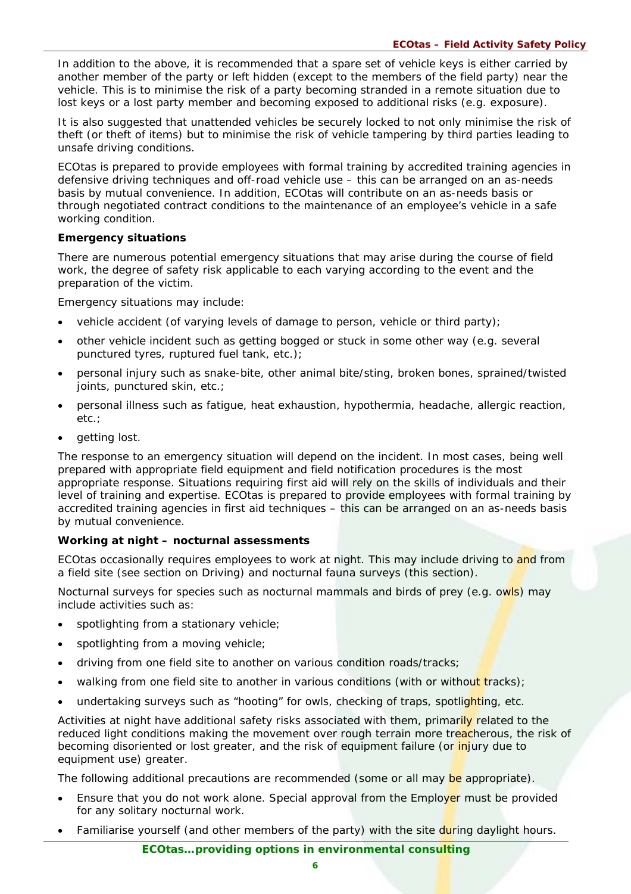In addition to the above, it is recommended that a spare set of vehicle keys is either carried by another member of the party or left hidden (except to the members of the field party) near the vehicle. This is to minimise the risk of a party becoming stranded in a remote situation due to lost keys or a lost party member and becoming exposed to additional risks (e.g. exposure).

It is also suggested that unattended vehicles be securely locked to not only minimise the risk of theft (or theft of items) but to minimise the risk of vehicle tampering by third parties leading to unsafe driving conditions.

ECOtas is prepared to provide employees with formal training by accredited training agencies in defensive driving techniques and off-road vehicle use – this can be arranged on an as-needs basis by mutual convenience. In addition, ECOtas will contribute on an as-needs basis or through negotiated contract conditions to the maintenance of an employee's vehicle in a safe working condition.

**Emergency situations**

There are numerous potential emergency situations that may arise during the course of field work, the degree of safety risk applicable to each varying according to the event and the preparation of the victim.

Emergency situations may include:

- vehicle accident (of varying levels of damage to person, vehicle or third party);
- other vehicle incident such as getting bogged or stuck in some other way (e.g. several punctured tyres, ruptured fuel tank, etc.);
- personal injury such as snake-bite, other animal bite/sting, broken bones, sprained/twisted joints, punctured skin, etc.;
- personal illness such as fatigue, heat exhaustion, hypothermia, headache, allergic reaction, etc.;
- getting lost.

The response to an emergency situation will depend on the incident. In most cases, being well prepared with appropriate field equipment and field notification procedures is the most appropriate response. Situations requiring first aid will rely on the skills of individuals and their level of training and expertise. ECOtas is prepared to provide employees with formal training by accredited training agencies in first aid techniques – this can be arranged on an as-needs basis by mutual convenience.

**Working at night – nocturnal assessments**

ECOtas occasionally requires employees to work at night. This may include driving to and from a field site (see section on Driving) and nocturnal fauna surveys (this section).

Nocturnal surveys for species such as nocturnal mammals and birds of prey (e.g. owls) may include activities such as:

- spotlighting from a stationary vehicle;
- spotlighting from a moving vehicle;
- driving from one field site to another on various condition roads/tracks;
- walking from one field site to another in various conditions (with or without tracks);
- undertaking surveys such as "hooting" for owls, checking of traps, spotlighting, etc.

Activities at night have additional safety risks associated with them, primarily related to the reduced light conditions making the movement over rough terrain more treacherous, the risk of becoming disoriented or lost greater, and the risk of equipment failure (or injury due to equipment use) greater.

The following additional precautions are recommended (some or all may be appropriate).

- Ensure that you do not work alone. Special approval from the Employer must be provided for any solitary nocturnal work.
- Familiarise yourself (and other members of the party) with the site during daylight hours.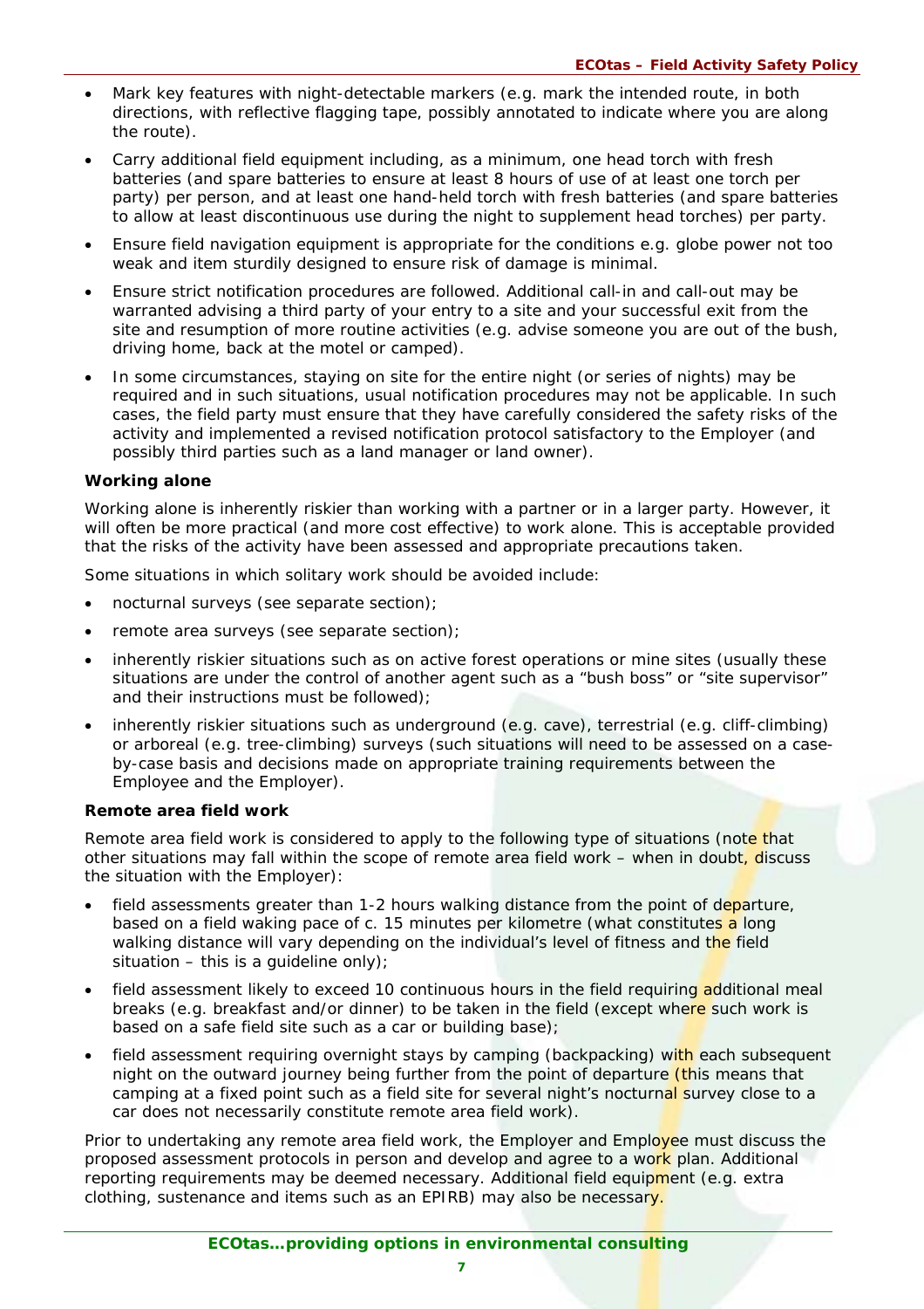- Mark key features with night-detectable markers (e.g. mark the intended route, in both directions, with reflective flagging tape, possibly annotated to indicate where you are along the route).
- Carry additional field equipment including, as a minimum, one head torch with fresh batteries (and spare batteries to ensure at least 8 hours of use of at least one torch per party) per person, and at least one hand-held torch with fresh batteries (and spare batteries to allow at least discontinuous use during the night to supplement head torches) per party.
- Ensure field navigation equipment is appropriate for the conditions e.g. globe power not too weak and item sturdily designed to ensure risk of damage is minimal.
- Ensure strict notification procedures are followed. Additional call-in and call-out may be warranted advising a third party of your entry to a site and your successful exit from the site and resumption of more routine activities (e.g. advise someone you are out of the bush, driving home, back at the motel or camped).
- In some circumstances, staying on site for the entire night (or series of nights) may be required and in such situations, usual notification procedures may not be applicable. In such cases, the field party must ensure that they have carefully considered the safety risks of the activity and implemented a revised notification protocol satisfactory to the Employer (and possibly third parties such as a land manager or land owner).

**Working alone**

Working alone is inherently riskier than working with a partner or in a larger party. However, it will often be more practical (and more cost effective) to work alone. This is acceptable provided that the risks of the activity have been assessed and appropriate precautions taken.

Some situations in which solitary work should be avoided include:

- nocturnal surveys (see separate section);
- remote area surveys (see separate section);
- inherently riskier situations such as on active forest operations or mine sites (usually these situations are under the control of another agent such as a "bush boss" or "site supervisor" and their instructions must be followed);
- inherently riskier situations such as underground (e.g. cave), terrestrial (e.g. cliff-climbing) or arboreal (e.g. tree-climbing) surveys (such situations will need to be assessed on a case-by-case basis and decisions made on appropriate training requirements between the Employee and the Employer).

**Remote area field work**

Remote area field work is considered to apply to the following type of situations (note that other situations may fall within the scope of remote area field work – when in doubt, discuss the situation with the Employer):

- field assessments greater than 1-2 hours walking distance from the point of departure, based on a field waking pace of c. 15 minutes per kilometre (what constitutes a long walking distance will vary depending on the individual's level of fitness and the field situation – this is a guideline only);
- field assessment likely to exceed 10 continuous hours in the field requiring additional meal breaks (e.g. breakfast and/or dinner) to be taken in the field (except where such work is based on a safe field site such as a car or building base);
- field assessment requiring overnight stays by camping (backpacking) with each subsequent night on the outward journey being further from the point of departure (this means that camping at a fixed point such as a field site for several night's nocturnal survey close to a car does not necessarily constitute remote area field work).

Prior to undertaking any remote area field work, the Employer and Employee must discuss the proposed assessment protocols in person and develop and agree to a work plan. Additional reporting requirements may be deemed necessary. Additional field equipment (e.g. extra clothing, sustenance and items such as an EPIRB) may also be necessary.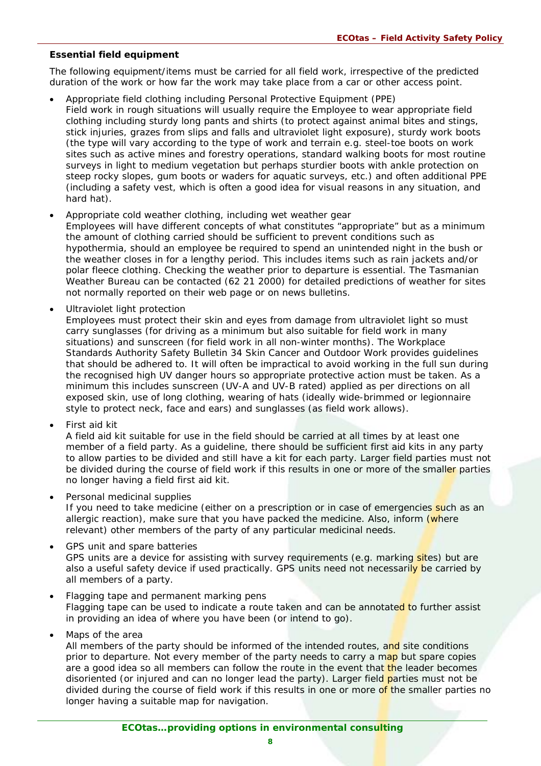## Essential field equipment

The following equipment/items must be carried for all field work, irrespective of the predicted duration of the work or how far the work may take place from a car or other access point.

- Appropriate field clothing including Personal Protective Equipment (PPE)
  Field work in rough situations will usually require the Employee to wear appropriate field clothing including sturdy long pants and shirts (to protect against animal bites and stings, stick injuries, grazes from slips and falls and ultraviolet light exposure), sturdy work boots (the type will vary according to the type of work and terrain e.g. steel-toe boots on work sites such as active mines and forestry operations, standard walking boots for most routine surveys in light to medium vegetation but perhaps sturdier boots with ankle protection on steep rocky slopes, gum boots or waders for aquatic surveys, etc.) and often additional PPE (including a safety vest, which is often a good idea for visual reasons in any situation, and hard hat).

- Appropriate cold weather clothing, including wet weather gear
  Employees will have different concepts of what constitutes "appropriate" but as a minimum the amount of clothing carried should be sufficient to prevent conditions such as hypothermia, should an employee be required to spend an unintended night in the bush or the weather closes in for a lengthy period. This includes items such as rain jackets and/or polar fleece clothing. Checking the weather prior to departure is essential. The Tasmanian Weather Bureau can be contacted (62 21 2000) for detailed predictions of weather for sites not normally reported on their web page or on news bulletins.

- Ultraviolet light protection
  Employees must protect their skin and eyes from damage from ultraviolet light so must carry sunglasses (for driving as a minimum but also suitable for field work in many situations) and sunscreen (for field work in all non-winter months). The Workplace Standards Authority Safety Bulletin 34 Skin Cancer and Outdoor Work provides guidelines that should be adhered to. It will often be impractical to avoid working in the full sun during the recognised high UV danger hours so appropriate protective action must be taken. As a minimum this includes sunscreen (UV-A and UV-B rated) applied as per directions on all exposed skin, use of long clothing, wearing of hats (ideally wide-brimmed or legionnaire style to protect neck, face and ears) and sunglasses (as field work allows).

- First aid kit
  A field aid kit suitable for use in the field should be carried at all times by at least one member of a field party. As a guideline, there should be sufficient first aid kits in any party to allow parties to be divided and still have a kit for each party. Larger field parties must not be divided during the course of field work if this results in one or more of the smaller parties no longer having a field first aid kit.

- Personal medicinal supplies
  If you need to take medicine (either on a prescription or in case of emergencies such as an allergic reaction), make sure that you have packed the medicine. Also, inform (where relevant) other members of the party of any particular medicinal needs.

- GPS unit and spare batteries
  GPS units are a device for assisting with survey requirements (e.g. marking sites) but are also a useful safety device if used practically. GPS units need not necessarily be carried by all members of a party.

- Flagging tape and permanent marking pens
  Flagging tape can be used to indicate a route taken and can be annotated to further assist in providing an idea of where you have been (or intend to go).

- Maps of the area
  All members of the party should be informed of the intended routes, and site conditions prior to departure. Not every member of the party needs to carry a map but spare copies are a good idea so all members can follow the route in the event that the leader becomes disoriented (or injured and can no longer lead the party). Larger field parties must not be divided during the course of field work if this results in one or more of the smaller parties no longer having a suitable map for navigation.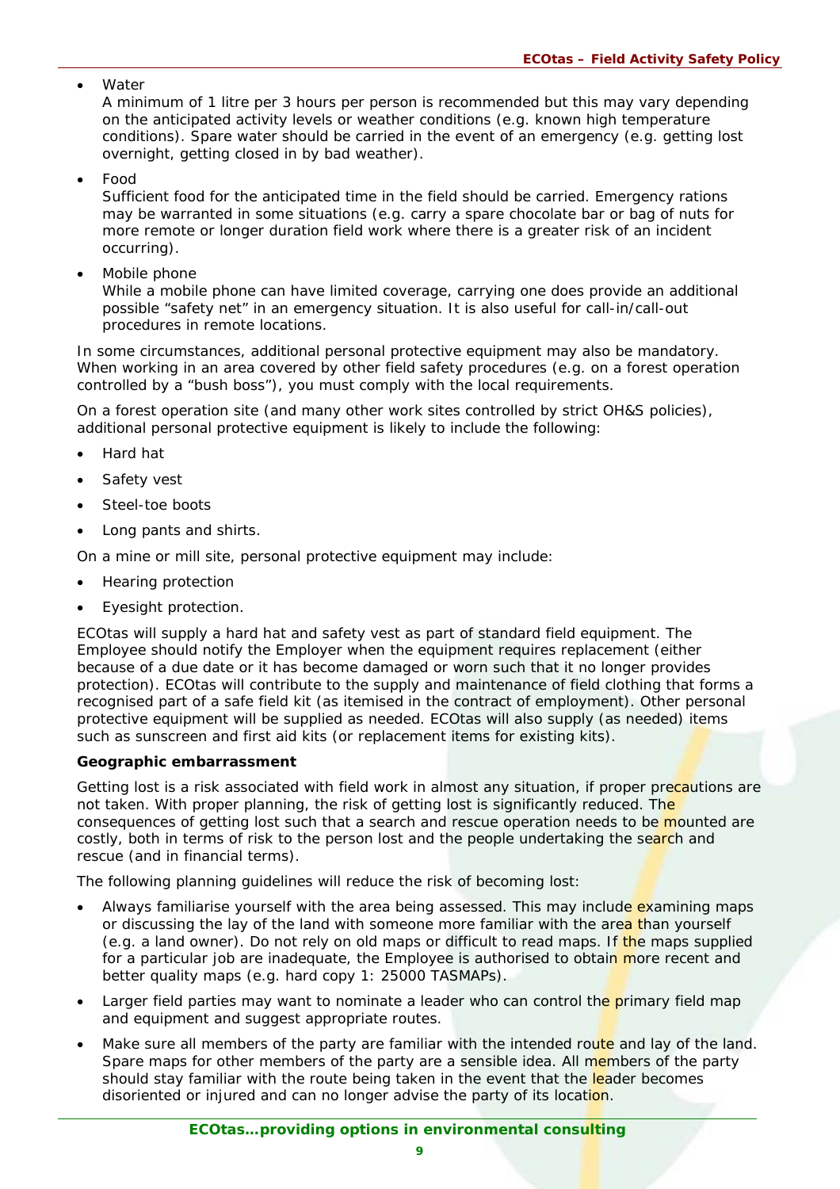- Water
  A minimum of 1 litre per 3 hours per person is recommended but this may vary depending on the anticipated activity levels or weather conditions (e.g. known high temperature conditions). Spare water should be carried in the event of an emergency (e.g. getting lost overnight, getting closed in by bad weather).

- Food
  Sufficient food for the anticipated time in the field should be carried. Emergency rations may be warranted in some situations (e.g. carry a spare chocolate bar or bag of nuts for more remote or longer duration field work where there is a greater risk of an incident occurring).

- Mobile phone
  While a mobile phone can have limited coverage, carrying one does provide an additional possible "safety net" in an emergency situation. It is also useful for call-in/call-out procedures in remote locations.

In some circumstances, additional personal protective equipment may also be mandatory. When working in an area covered by other field safety procedures (e.g. on a forest operation controlled by a "bush boss"), you must comply with the local requirements.

On a forest operation site (and many other work sites controlled by strict OH&S policies), additional personal protective equipment is likely to include the following:

- Hard hat
- Safety vest
- Steel-toe boots
- Long pants and shirts.

On a mine or mill site, personal protective equipment may include:

- Hearing protection
- Eyesight protection.

ECOtas will supply a hard hat and safety vest as part of standard field equipment. The Employee should notify the Employer when the equipment requires replacement (either because of a due date or it has become damaged or worn such that it no longer provides protection). ECOtas will contribute to the supply and maintenance of field clothing that forms a recognised part of a safe field kit (as itemised in the contract of employment). Other personal protective equipment will be supplied as needed. ECOtas will also supply (as needed) items such as sunscreen and first aid kits (or replacement items for existing kits).

**Geographic embarrassment**

Getting lost is a risk associated with field work in almost any situation, if proper precautions are not taken. With proper planning, the risk of getting lost is significantly reduced. The consequences of getting lost such that a search and rescue operation needs to be mounted are costly, both in terms of risk to the person lost and the people undertaking the search and rescue (and in financial terms).

The following planning guidelines will reduce the risk of becoming lost:

- Always familiarise yourself with the area being assessed. This may include examining maps or discussing the lay of the land with someone more familiar with the area than yourself (e.g. a land owner). Do not rely on old maps or difficult to read maps. If the maps supplied for a particular job are inadequate, the Employee is authorised to obtain more recent and better quality maps (e.g. hard copy 1: 25000 TASMAPs).
- Larger field parties may want to nominate a leader who can control the primary field map and equipment and suggest appropriate routes.
- Make sure all members of the party are familiar with the intended route and lay of the land. Spare maps for other members of the party are a sensible idea. All members of the party should stay familiar with the route being taken in the event that the leader becomes disoriented or injured and can no longer advise the party of its location.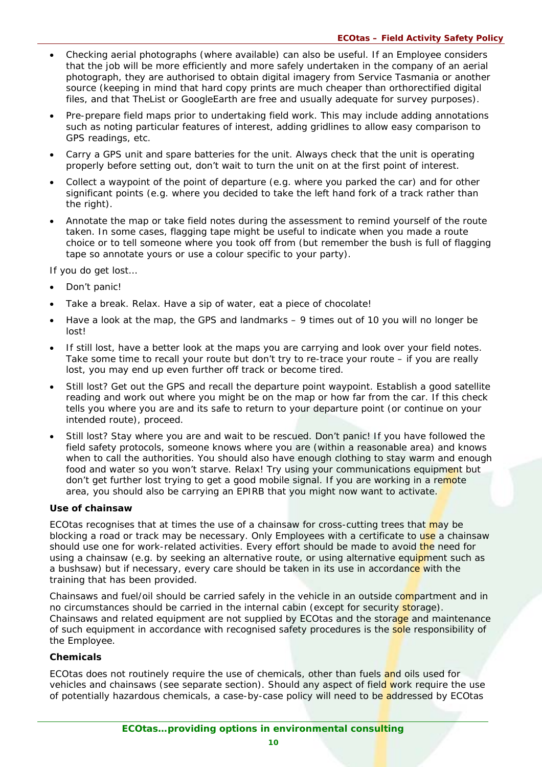- Checking aerial photographs (where available) can also be useful. If an Employee considers that the job will be more efficiently and more safely undertaken in the company of an aerial photograph, they are authorised to obtain digital imagery from Service Tasmania or another source (keeping in mind that hard copy prints are much cheaper than orthorectified digital files, and that TheList or GoogleEarth are free and usually adequate for survey purposes).
- Pre-prepare field maps prior to undertaking field work. This may include adding annotations such as noting particular features of interest, adding gridlines to allow easy comparison to GPS readings, etc.
- Carry a GPS unit and spare batteries for the unit. Always check that the unit is operating properly before setting out, don't wait to turn the unit on at the first point of interest.
- Collect a waypoint of the point of departure (e.g. where you parked the car) and for other significant points (e.g. where you decided to take the left hand fork of a track rather than the right).
- Annotate the map or take field notes during the assessment to remind yourself of the route taken. In some cases, flagging tape might be useful to indicate when you made a route choice or to tell someone where you took off from (but remember the bush is full of flagging tape so annotate yours or use a colour specific to your party).

If you do get lost…

- Don't panic!
- Take a break. Relax. Have a sip of water, eat a piece of chocolate!
- Have a look at the map, the GPS and landmarks – 9 times out of 10 you will no longer be lost!
- If still lost, have a better look at the maps you are carrying and look over your field notes. Take some time to recall your route but don't try to re-trace your route – if you are really lost, you may end up even further off track or become tired.
- Still lost? Get out the GPS and recall the departure point waypoint. Establish a good satellite reading and work out where you might be on the map or how far from the car. If this check tells you where you are and its safe to return to your departure point (or continue on your intended route), proceed.
- Still lost? Stay where you are and wait to be rescued. Don't panic! If you have followed the field safety protocols, someone knows where you are (within a reasonable area) and knows when to call the authorities. You should also have enough clothing to stay warm and enough food and water so you won't starve. Relax! Try using your communications equipment but don't get further lost trying to get a good mobile signal. If you are working in a remote area, you should also be carrying an EPIRB that you might now want to activate.

**Use of chainsaw**

ECOtas recognises that at times the use of a chainsaw for cross-cutting trees that may be blocking a road or track may be necessary. Only Employees with a certificate to use a chainsaw should use one for work-related activities. Every effort should be made to avoid the need for using a chainsaw (e.g. by seeking an alternative route, or using alternative equipment such as a bushsaw) but if necessary, every care should be taken in its use in accordance with the training that has been provided.

Chainsaws and fuel/oil should be carried safely in the vehicle in an outside compartment and in no circumstances should be carried in the internal cabin (except for security storage). Chainsaws and related equipment are not supplied by ECOtas and the storage and maintenance of such equipment in accordance with recognised safety procedures is the sole responsibility of the Employee.

**Chemicals**

ECOtas does not routinely require the use of chemicals, other than fuels and oils used for vehicles and chainsaws (see separate section). Should any aspect of field work require the use of potentially hazardous chemicals, a case-by-case policy will need to be addressed by ECOtas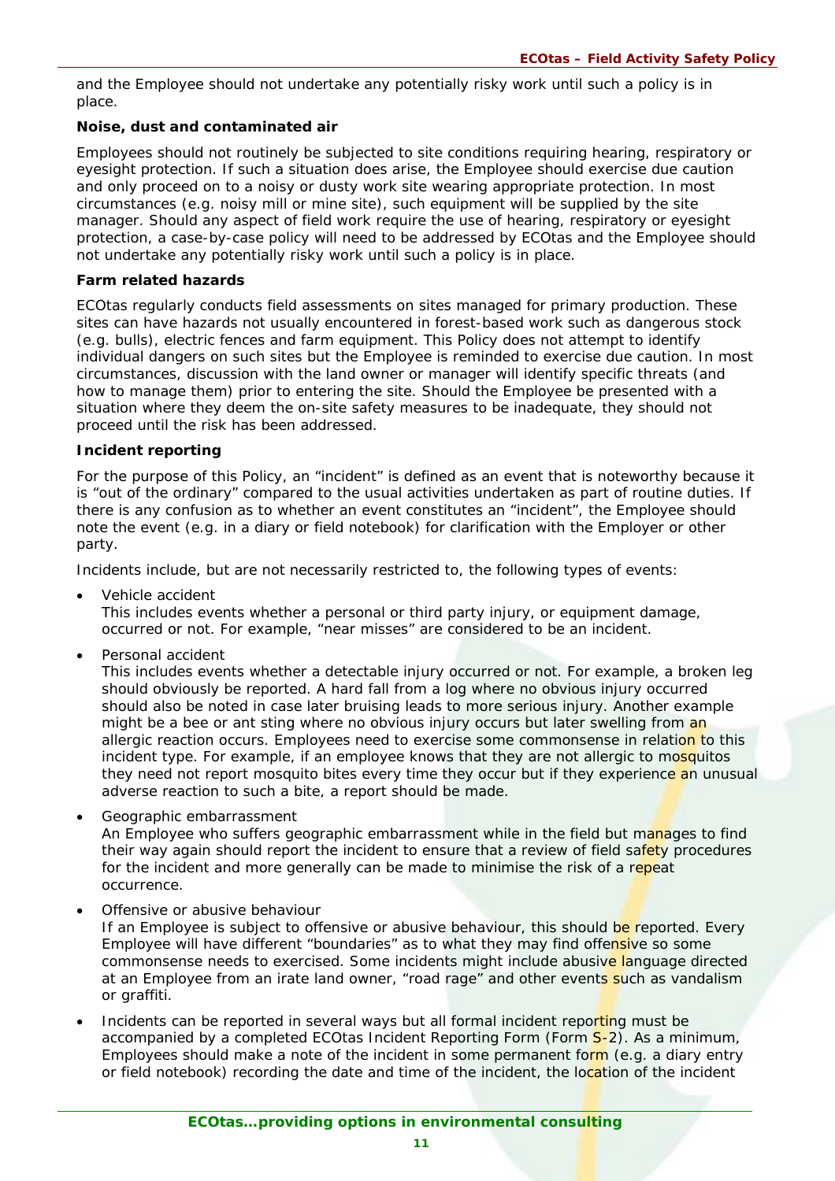and the Employee should not undertake any potentially risky work until such a policy is in place.

**Noise, dust and contaminated air**

Employees should not routinely be subjected to site conditions requiring hearing, respiratory or eyesight protection. If such a situation does arise, the Employee should exercise due caution and only proceed on to a noisy or dusty work site wearing appropriate protection. In most circumstances (e.g. noisy mill or mine site), such equipment will be supplied by the site manager. Should any aspect of field work require the use of hearing, respiratory or eyesight protection, a case-by-case policy will need to be addressed by ECOtas and the Employee should not undertake any potentially risky work until such a policy is in place.

**Farm related hazards**

ECOtas regularly conducts field assessments on sites managed for primary production. These sites can have hazards not usually encountered in forest-based work such as dangerous stock (e.g. bulls), electric fences and farm equipment. This Policy does not attempt to identify individual dangers on such sites but the Employee is reminded to exercise due caution. In most circumstances, discussion with the land owner or manager will identify specific threats (and how to manage them) prior to entering the site. Should the Employee be presented with a situation where they deem the on-site safety measures to be inadequate, they should not proceed until the risk has been addressed.

**Incident reporting**

For the purpose of this Policy, an "incident" is defined as an event that is noteworthy because it is "out of the ordinary" compared to the usual activities undertaken as part of routine duties. If there is any confusion as to whether an event constitutes an "incident", the Employee should note the event (e.g. in a diary or field notebook) for clarification with the Employer or other party.

Incidents include, but are not necessarily restricted to, the following types of events:

- Vehicle accident
  This includes events whether a personal or third party injury, or equipment damage, occurred or not. For example, "near misses" are considered to be an incident.
- Personal accident
  This includes events whether a detectable injury occurred or not. For example, a broken leg should obviously be reported. A hard fall from a log where no obvious injury occurred should also be noted in case later bruising leads to more serious injury. Another example might be a bee or ant sting where no obvious injury occurs but later swelling from an allergic reaction occurs. Employees need to exercise some commonsense in relation to this incident type. For example, if an employee knows that they are not allergic to mosquitos they need not report mosquito bites every time they occur but if they experience an unusual adverse reaction to such a bite, a report should be made.
- Geographic embarrassment
  An Employee who suffers geographic embarrassment while in the field but manages to find their way again should report the incident to ensure that a review of field safety procedures for the incident and more generally can be made to minimise the risk of a repeat occurrence.
- Offensive or abusive behaviour
  If an Employee is subject to offensive or abusive behaviour, this should be reported. Every Employee will have different "boundaries" as to what they may find offensive so some commonsense needs to exercised. Some incidents might include abusive language directed at an Employee from an irate land owner, "road rage" and other events such as vandalism or graffiti.
- Incidents can be reported in several ways but all formal incident reporting must be accompanied by a completed ECOtas Incident Reporting Form (Form S-2). As a minimum, Employees should make a note of the incident in some permanent form (e.g. a diary entry or field notebook) recording the date and time of the incident, the location of the incident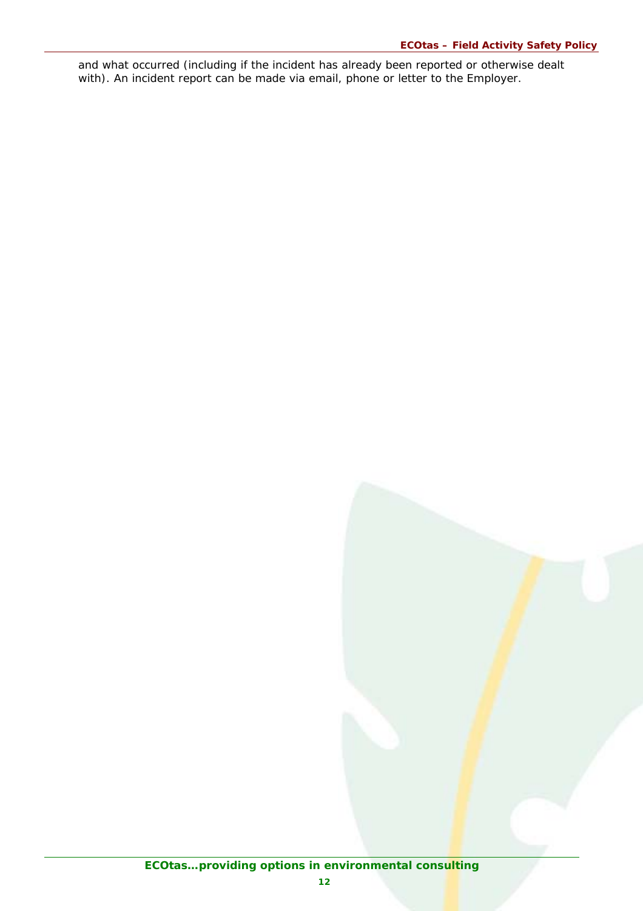and what occurred (including if the incident has already been reported or otherwise dealt with). An incident report can be made via email, phone or letter to the Employer.